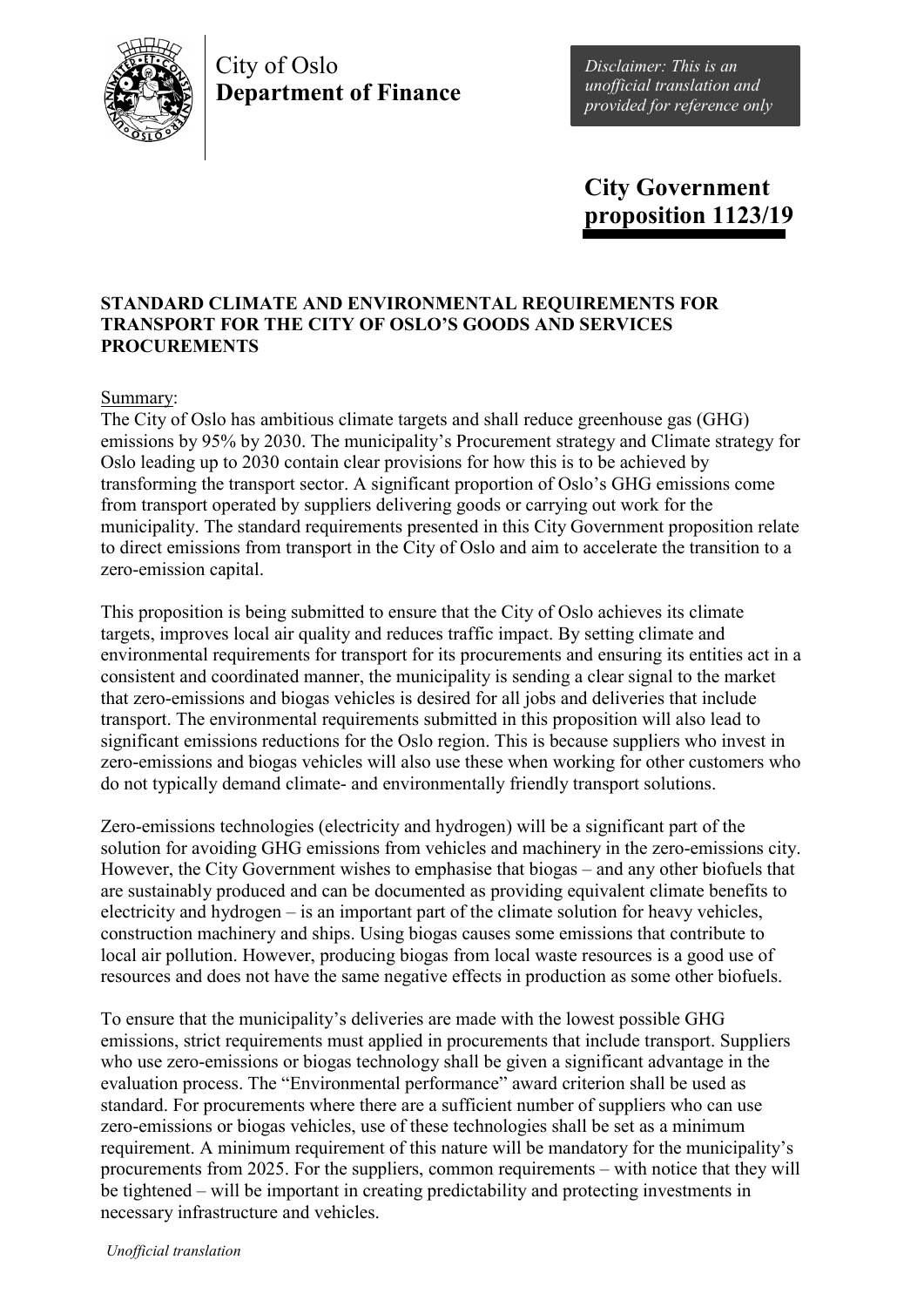City of Oslo
**Department of Finance**

*Disclaimer: This is an unofficial translation and provided for reference only*

# City Government proposition 1123/19

## STANDARD CLIMATE AND ENVIRONMENTAL REQUIREMENTS FOR TRANSPORT FOR THE CITY OF OSLO'S GOODS AND SERVICES PROCUREMENTS

Summary:

The City of Oslo has ambitious climate targets and shall reduce greenhouse gas (GHG) emissions by 95% by 2030. The municipality's Procurement strategy and Climate strategy for Oslo leading up to 2030 contain clear provisions for how this is to be achieved by transforming the transport sector. A significant proportion of Oslo's GHG emissions come from transport operated by suppliers delivering goods or carrying out work for the municipality. The standard requirements presented in this City Government proposition relate to direct emissions from transport in the City of Oslo and aim to accelerate the transition to a zero-emission capital.

This proposition is being submitted to ensure that the City of Oslo achieves its climate targets, improves local air quality and reduces traffic impact. By setting climate and environmental requirements for transport for its procurements and ensuring its entities act in a consistent and coordinated manner, the municipality is sending a clear signal to the market that zero-emissions and biogas vehicles is desired for all jobs and deliveries that include transport. The environmental requirements submitted in this proposition will also lead to significant emissions reductions for the Oslo region. This is because suppliers who invest in zero-emissions and biogas vehicles will also use these when working for other customers who do not typically demand climate- and environmentally friendly transport solutions.

Zero-emissions technologies (electricity and hydrogen) will be a significant part of the solution for avoiding GHG emissions from vehicles and machinery in the zero-emissions city. However, the City Government wishes to emphasise that biogas – and any other biofuels that are sustainably produced and can be documented as providing equivalent climate benefits to electricity and hydrogen – is an important part of the climate solution for heavy vehicles, construction machinery and ships. Using biogas causes some emissions that contribute to local air pollution. However, producing biogas from local waste resources is a good use of resources and does not have the same negative effects in production as some other biofuels.

To ensure that the municipality's deliveries are made with the lowest possible GHG emissions, strict requirements must applied in procurements that include transport. Suppliers who use zero-emissions or biogas technology shall be given a significant advantage in the evaluation process. The "Environmental performance" award criterion shall be used as standard. For procurements where there are a sufficient number of suppliers who can use zero-emissions or biogas vehicles, use of these technologies shall be set as a minimum requirement. A minimum requirement of this nature will be mandatory for the municipality's procurements from 2025. For the suppliers, common requirements – with notice that they will be tightened – will be important in creating predictability and protecting investments in necessary infrastructure and vehicles.

*Unofficial translation*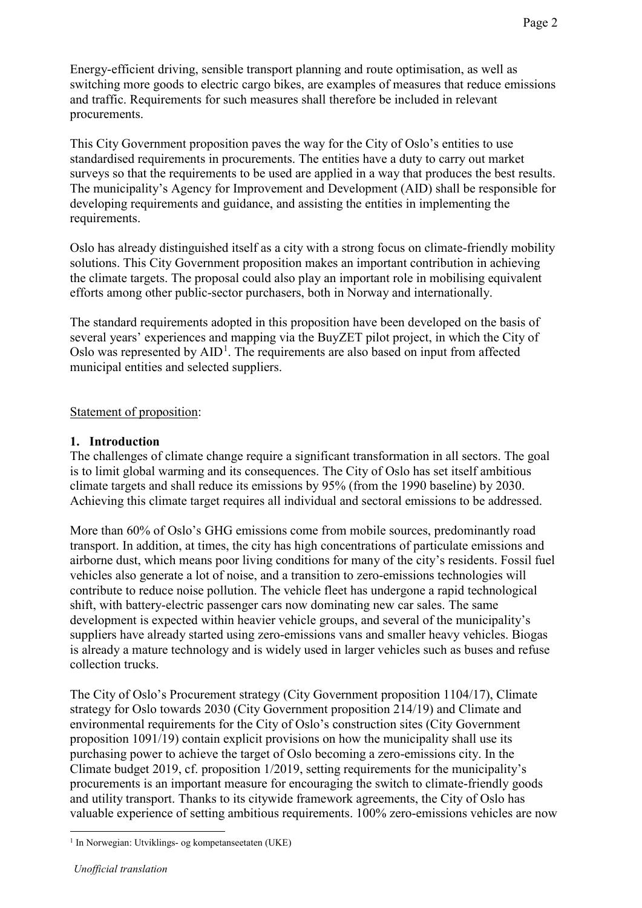Energy-efficient driving, sensible transport planning and route optimisation, as well as switching more goods to electric cargo bikes, are examples of measures that reduce emissions and traffic. Requirements for such measures shall therefore be included in relevant procurements.

This City Government proposition paves the way for the City of Oslo's entities to use standardised requirements in procurements. The entities have a duty to carry out market surveys so that the requirements to be used are applied in a way that produces the best results. The municipality's Agency for Improvement and Development (AID) shall be responsible for developing requirements and guidance, and assisting the entities in implementing the requirements.

Oslo has already distinguished itself as a city with a strong focus on climate-friendly mobility solutions. This City Government proposition makes an important contribution in achieving the climate targets. The proposal could also play an important role in mobilising equivalent efforts among other public-sector purchasers, both in Norway and internationally.

The standard requirements adopted in this proposition have been developed on the basis of several years' experiences and mapping via the BuyZET pilot project, in which the City of Oslo was represented by AID[1]. The requirements are also based on input from affected municipal entities and selected suppliers.

Statement of proposition:

## 1. Introduction

The challenges of climate change require a significant transformation in all sectors. The goal is to limit global warming and its consequences. The City of Oslo has set itself ambitious climate targets and shall reduce its emissions by 95% (from the 1990 baseline) by 2030. Achieving this climate target requires all individual and sectoral emissions to be addressed.

More than 60% of Oslo's GHG emissions come from mobile sources, predominantly road transport. In addition, at times, the city has high concentrations of particulate emissions and airborne dust, which means poor living conditions for many of the city's residents. Fossil fuel vehicles also generate a lot of noise, and a transition to zero-emissions technologies will contribute to reduce noise pollution. The vehicle fleet has undergone a rapid technological shift, with battery-electric passenger cars now dominating new car sales. The same development is expected within heavier vehicle groups, and several of the municipality's suppliers have already started using zero-emissions vans and smaller heavy vehicles. Biogas is already a mature technology and is widely used in larger vehicles such as buses and refuse collection trucks.

The City of Oslo's Procurement strategy (City Government proposition 1104/17), Climate strategy for Oslo towards 2030 (City Government proposition 214/19) and Climate and environmental requirements for the City of Oslo's construction sites (City Government proposition 1091/19) contain explicit provisions on how the municipality shall use its purchasing power to achieve the target of Oslo becoming a zero-emissions city. In the Climate budget 2019, cf. proposition 1/2019, setting requirements for the municipality's procurements is an important measure for encouraging the switch to climate-friendly goods and utility transport. Thanks to its citywide framework agreements, the City of Oslo has valuable experience of setting ambitious requirements. 100% zero-emissions vehicles are now

[1] In Norwegian: Utviklings- og kompetanseetaten (UKE)

*Unofficial translation*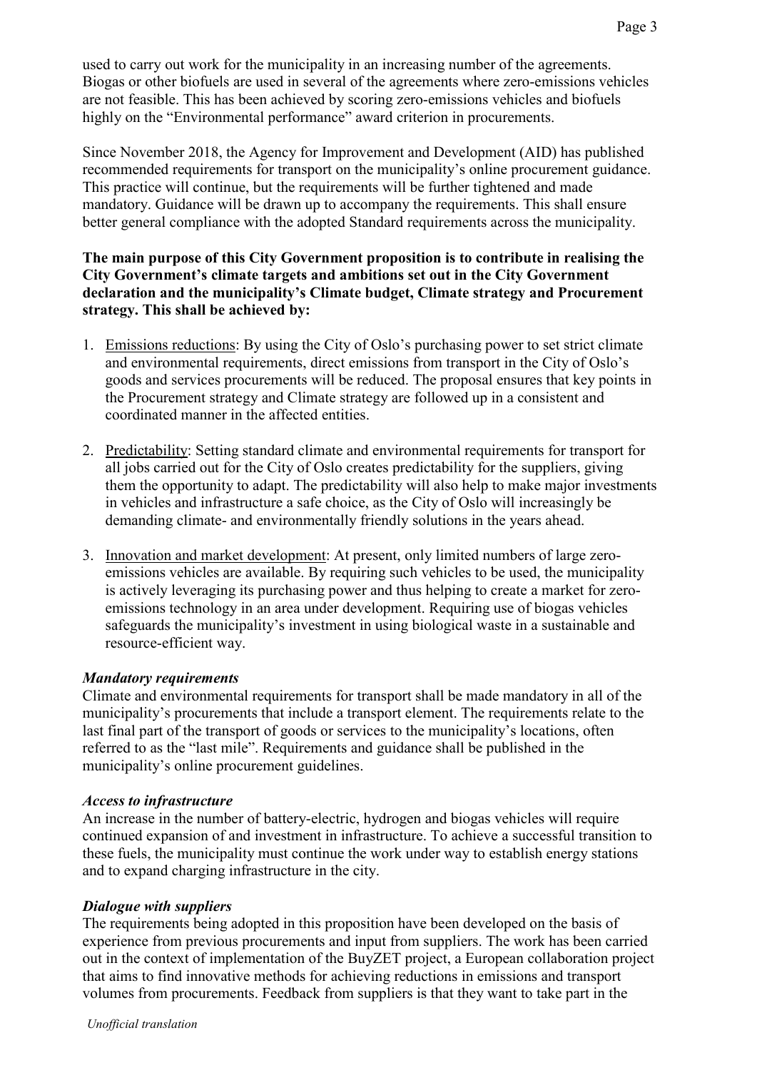used to carry out work for the municipality in an increasing number of the agreements. Biogas or other biofuels are used in several of the agreements where zero-emissions vehicles are not feasible. This has been achieved by scoring zero-emissions vehicles and biofuels highly on the "Environmental performance" award criterion in procurements.

Since November 2018, the Agency for Improvement and Development (AID) has published recommended requirements for transport on the municipality's online procurement guidance. This practice will continue, but the requirements will be further tightened and made mandatory. Guidance will be drawn up to accompany the requirements. This shall ensure better general compliance with the adopted Standard requirements across the municipality.

**The main purpose of this City Government proposition is to contribute in realising the City Government's climate targets and ambitions set out in the City Government declaration and the municipality's Climate budget, Climate strategy and Procurement strategy. This shall be achieved by:**

1. Emissions reductions: By using the City of Oslo's purchasing power to set strict climate and environmental requirements, direct emissions from transport in the City of Oslo's goods and services procurements will be reduced. The proposal ensures that key points in the Procurement strategy and Climate strategy are followed up in a consistent and coordinated manner in the affected entities.

2. Predictability: Setting standard climate and environmental requirements for transport for all jobs carried out for the City of Oslo creates predictability for the suppliers, giving them the opportunity to adapt. The predictability will also help to make major investments in vehicles and infrastructure a safe choice, as the City of Oslo will increasingly be demanding climate- and environmentally friendly solutions in the years ahead.

3. Innovation and market development: At present, only limited numbers of large zero-emissions vehicles are available. By requiring such vehicles to be used, the municipality is actively leveraging its purchasing power and thus helping to create a market for zero-emissions technology in an area under development. Requiring use of biogas vehicles safeguards the municipality's investment in using biological waste in a sustainable and resource-efficient way.

***Mandatory requirements***

Climate and environmental requirements for transport shall be made mandatory in all of the municipality's procurements that include a transport element. The requirements relate to the last final part of the transport of goods or services to the municipality's locations, often referred to as the "last mile". Requirements and guidance shall be published in the municipality's online procurement guidelines.

***Access to infrastructure***

An increase in the number of battery-electric, hydrogen and biogas vehicles will require continued expansion of and investment in infrastructure. To achieve a successful transition to these fuels, the municipality must continue the work under way to establish energy stations and to expand charging infrastructure in the city.

***Dialogue with suppliers***

The requirements being adopted in this proposition have been developed on the basis of experience from previous procurements and input from suppliers. The work has been carried out in the context of implementation of the BuyZET project, a European collaboration project that aims to find innovative methods for achieving reductions in emissions and transport volumes from procurements. Feedback from suppliers is that they want to take part in the

*Unofficial translation*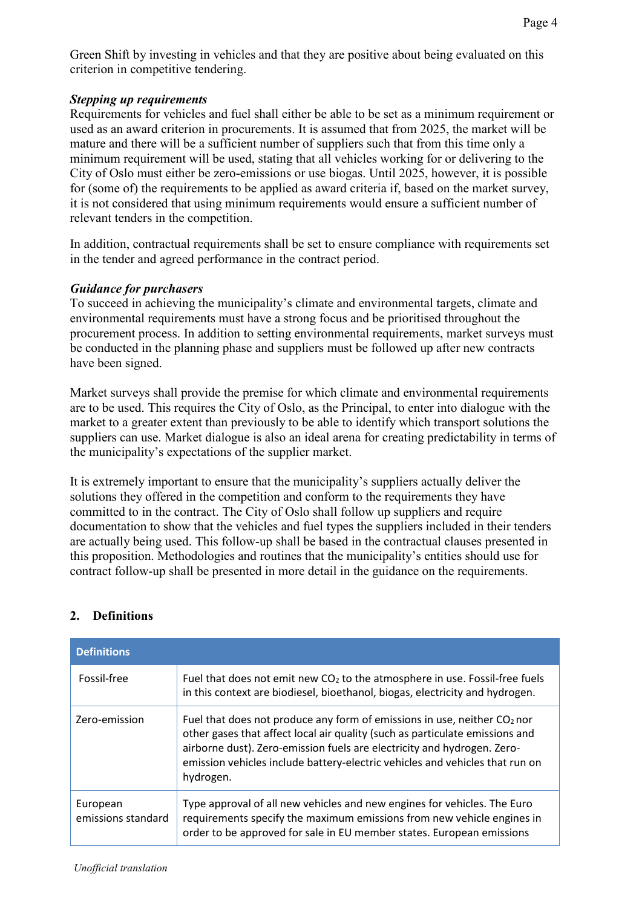Green Shift by investing in vehicles and that they are positive about being evaluated on this criterion in competitive tendering.

***Stepping up requirements***

Requirements for vehicles and fuel shall either be able to be set as a minimum requirement or used as an award criterion in procurements. It is assumed that from 2025, the market will be mature and there will be a sufficient number of suppliers such that from this time only a minimum requirement will be used, stating that all vehicles working for or delivering to the City of Oslo must either be zero-emissions or use biogas. Until 2025, however, it is possible for (some of) the requirements to be applied as award criteria if, based on the market survey, it is not considered that using minimum requirements would ensure a sufficient number of relevant tenders in the competition.

In addition, contractual requirements shall be set to ensure compliance with requirements set in the tender and agreed performance in the contract period.

***Guidance for purchasers***

To succeed in achieving the municipality's climate and environmental targets, climate and environmental requirements must have a strong focus and be prioritised throughout the procurement process. In addition to setting environmental requirements, market surveys must be conducted in the planning phase and suppliers must be followed up after new contracts have been signed.

Market surveys shall provide the premise for which climate and environmental requirements are to be used. This requires the City of Oslo, as the Principal, to enter into dialogue with the market to a greater extent than previously to be able to identify which transport solutions the suppliers can use. Market dialogue is also an ideal arena for creating predictability in terms of the municipality's expectations of the supplier market.

It is extremely important to ensure that the municipality's suppliers actually deliver the solutions they offered in the competition and conform to the requirements they have committed to in the contract. The City of Oslo shall follow up suppliers and require documentation to show that the vehicles and fuel types the suppliers included in their tenders are actually being used. This follow-up shall be based in the contractual clauses presented in this proposition. Methodologies and routines that the municipality's entities should use for contract follow-up shall be presented in more detail in the guidance on the requirements.

## 2. Definitions

| Definitions | |
|---|---|
| Fossil-free | Fuel that does not emit new $CO_2$ to the atmosphere in use. Fossil-free fuels in this context are biodiesel, bioethanol, biogas, electricity and hydrogen. |
| Zero-emission | Fuel that does not produce any form of emissions in use, neither $CO_2$ nor other gases that affect local air quality (such as particulate emissions and airborne dust). Zero-emission fuels are electricity and hydrogen. Zero-emission vehicles include battery-electric vehicles and vehicles that run on hydrogen. |
| European emissions standard | Type approval of all new vehicles and new engines for vehicles. The Euro requirements specify the maximum emissions from new vehicle engines in order to be approved for sale in EU member states. European emissions |

*Unofficial translation*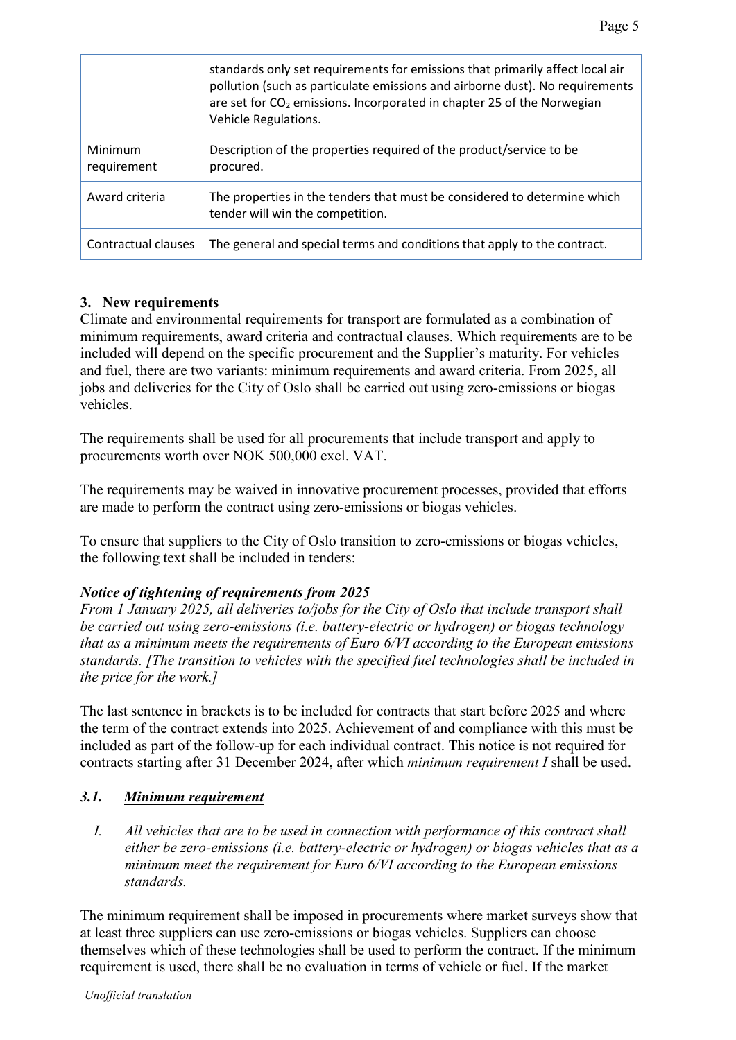| | |
|---|---|
| | standards only set requirements for emissions that primarily affect local air pollution (such as particulate emissions and airborne dust). No requirements are set for $CO_2$ emissions. Incorporated in chapter 25 of the Norwegian Vehicle Regulations. |
| Minimum requirement | Description of the properties required of the product/service to be procured. |
| Award criteria | The properties in the tenders that must be considered to determine which tender will win the competition. |
| Contractual clauses | The general and special terms and conditions that apply to the contract. |

## 3. New requirements

Climate and environmental requirements for transport are formulated as a combination of minimum requirements, award criteria and contractual clauses. Which requirements are to be included will depend on the specific procurement and the Supplier's maturity. For vehicles and fuel, there are two variants: minimum requirements and award criteria. From 2025, all jobs and deliveries for the City of Oslo shall be carried out using zero-emissions or biogas vehicles.

The requirements shall be used for all procurements that include transport and apply to procurements worth over NOK 500,000 excl. VAT.

The requirements may be waived in innovative procurement processes, provided that efforts are made to perform the contract using zero-emissions or biogas vehicles.

To ensure that suppliers to the City of Oslo transition to zero-emissions or biogas vehicles, the following text shall be included in tenders:

***Notice of tightening of requirements from 2025***

*From 1 January 2025, all deliveries to/jobs for the City of Oslo that include transport shall be carried out using zero-emissions (i.e. battery-electric or hydrogen) or biogas technology that as a minimum meets the requirements of Euro 6/VI according to the European emissions standards. [The transition to vehicles with the specified fuel technologies shall be included in the price for the work.]*

The last sentence in brackets is to be included for contracts that start before 2025 and where the term of the contract extends into 2025. Achievement of and compliance with this must be included as part of the follow-up for each individual contract. This notice is not required for contracts starting after 31 December 2024, after which *minimum requirement I* shall be used.

### *3.1. Minimum requirement*

*I. All vehicles that are to be used in connection with performance of this contract shall either be zero-emissions (i.e. battery-electric or hydrogen) or biogas vehicles that as a minimum meet the requirement for Euro 6/VI according to the European emissions standards.*

The minimum requirement shall be imposed in procurements where market surveys show that at least three suppliers can use zero-emissions or biogas vehicles. Suppliers can choose themselves which of these technologies shall be used to perform the contract. If the minimum requirement is used, there shall be no evaluation in terms of vehicle or fuel. If the market

*Unofficial translation*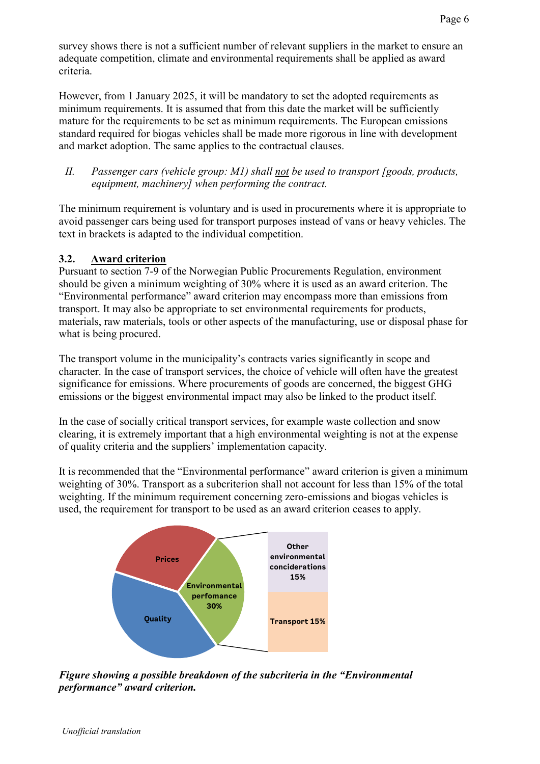survey shows there is not a sufficient number of relevant suppliers in the market to ensure an adequate competition, climate and environmental requirements shall be applied as award criteria.

However, from 1 January 2025, it will be mandatory to set the adopted requirements as minimum requirements. It is assumed that from this date the market will be sufficiently mature for the requirements to be set as minimum requirements. The European emissions standard required for biogas vehicles shall be made more rigorous in line with development and market adoption. The same applies to the contractual clauses.

*II. Passenger cars (vehicle group: M1) shall not be used to transport [goods, products, equipment, machinery] when performing the contract.*

The minimum requirement is voluntary and is used in procurements where it is appropriate to avoid passenger cars being used for transport purposes instead of vans or heavy vehicles. The text in brackets is adapted to the individual competition.

## 3.2. Award criterion

Pursuant to section 7-9 of the Norwegian Public Procurements Regulation, environment should be given a minimum weighting of 30% where it is used as an award criterion. The "Environmental performance" award criterion may encompass more than emissions from transport. It may also be appropriate to set environmental requirements for products, materials, raw materials, tools or other aspects of the manufacturing, use or disposal phase for what is being procured.

The transport volume in the municipality's contracts varies significantly in scope and character. In the case of transport services, the choice of vehicle will often have the greatest significance for emissions. Where procurements of goods are concerned, the biggest GHG emissions or the biggest environmental impact may also be linked to the product itself.

In the case of socially critical transport services, for example waste collection and snow clearing, it is extremely important that a high environmental weighting is not at the expense of quality criteria and the suppliers' implementation capacity.

It is recommended that the "Environmental performance" award criterion is given a minimum weighting of 30%. Transport as a subcriterion shall not account for less than 15% of the total weighting. If the minimum requirement concerning zero-emissions and biogas vehicles is used, the requirement for transport to be used as an award criterion ceases to apply.

Prices

Quality

Environmental perfomance 30%

Other environmental conciderations 15%

Transport 15%

***Figure showing a possible breakdown of the subcriteria in the "Environmental performance" award criterion.***

*Unofficial translation*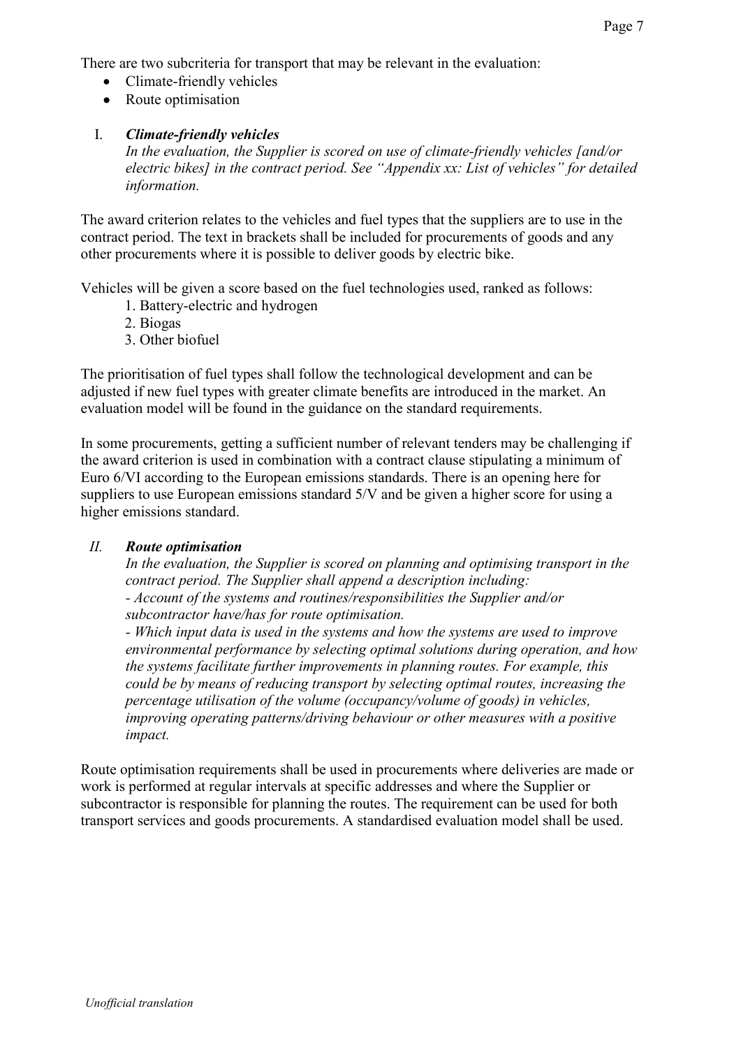There are two subcriteria for transport that may be relevant in the evaluation:

- Climate-friendly vehicles
- Route optimisation

I. ***Climate-friendly vehicles***

*In the evaluation, the Supplier is scored on use of climate-friendly vehicles [and/or electric bikes] in the contract period. See "Appendix xx: List of vehicles" for detailed information.*

The award criterion relates to the vehicles and fuel types that the suppliers are to use in the contract period. The text in brackets shall be included for procurements of goods and any other procurements where it is possible to deliver goods by electric bike.

Vehicles will be given a score based on the fuel technologies used, ranked as follows:

1. Battery-electric and hydrogen
2. Biogas
3. Other biofuel

The prioritisation of fuel types shall follow the technological development and can be adjusted if new fuel types with greater climate benefits are introduced in the market. An evaluation model will be found in the guidance on the standard requirements.

In some procurements, getting a sufficient number of relevant tenders may be challenging if the award criterion is used in combination with a contract clause stipulating a minimum of Euro 6/VI according to the European emissions standards. There is an opening here for suppliers to use European emissions standard 5/V and be given a higher score for using a higher emissions standard.

*II.* ***Route optimisation***

*In the evaluation, the Supplier is scored on planning and optimising transport in the contract period. The Supplier shall append a description including:*
*- Account of the systems and routines/responsibilities the Supplier and/or subcontractor have/has for route optimisation.*
*- Which input data is used in the systems and how the systems are used to improve environmental performance by selecting optimal solutions during operation, and how the systems facilitate further improvements in planning routes. For example, this could be by means of reducing transport by selecting optimal routes, increasing the percentage utilisation of the volume (occupancy/volume of goods) in vehicles, improving operating patterns/driving behaviour or other measures with a positive impact.*

Route optimisation requirements shall be used in procurements where deliveries are made or work is performed at regular intervals at specific addresses and where the Supplier or subcontractor is responsible for planning the routes. The requirement can be used for both transport services and goods procurements. A standardised evaluation model shall be used.

*Unofficial translation*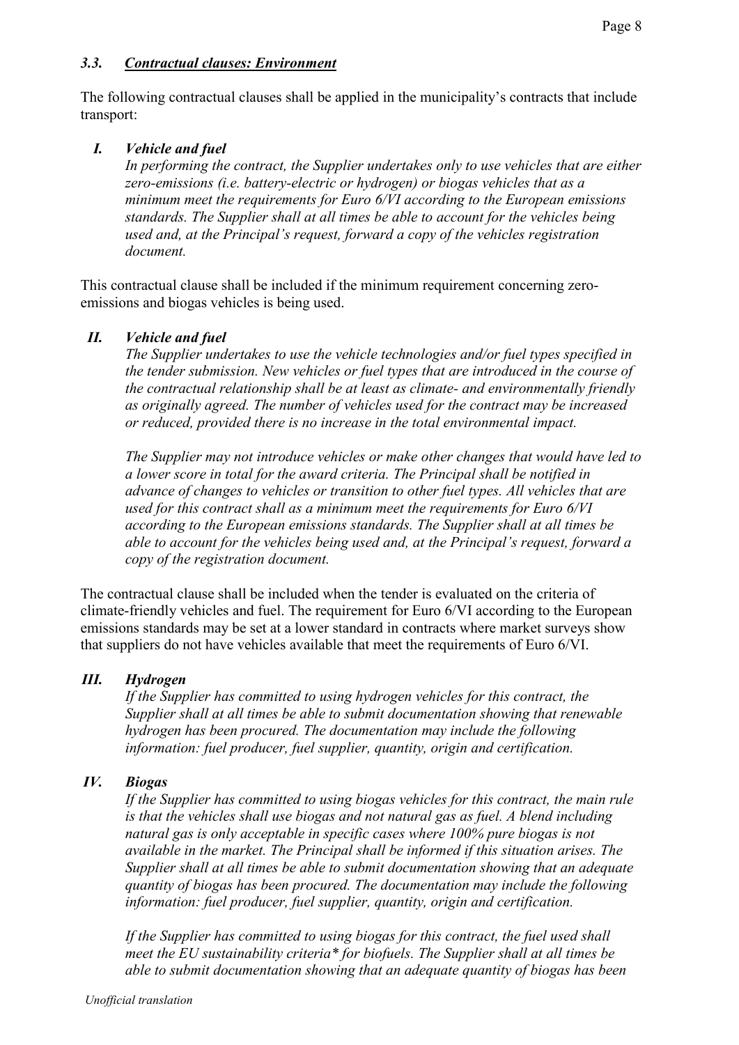### *3.3. Contractual clauses: Environment*

The following contractual clauses shall be applied in the municipality's contracts that include transport:

#### *I. Vehicle and fuel*

*In performing the contract, the Supplier undertakes only to use vehicles that are either zero-emissions (i.e. battery-electric or hydrogen) or biogas vehicles that as a minimum meet the requirements for Euro 6/VI according to the European emissions standards. The Supplier shall at all times be able to account for the vehicles being used and, at the Principal's request, forward a copy of the vehicles registration document.*

This contractual clause shall be included if the minimum requirement concerning zero-emissions and biogas vehicles is being used.

#### *II. Vehicle and fuel*

*The Supplier undertakes to use the vehicle technologies and/or fuel types specified in the tender submission. New vehicles or fuel types that are introduced in the course of the contractual relationship shall be at least as climate- and environmentally friendly as originally agreed. The number of vehicles used for the contract may be increased or reduced, provided there is no increase in the total environmental impact.*

*The Supplier may not introduce vehicles or make other changes that would have led to a lower score in total for the award criteria. The Principal shall be notified in advance of changes to vehicles or transition to other fuel types. All vehicles that are used for this contract shall as a minimum meet the requirements for Euro 6/VI according to the European emissions standards. The Supplier shall at all times be able to account for the vehicles being used and, at the Principal's request, forward a copy of the registration document.*

The contractual clause shall be included when the tender is evaluated on the criteria of climate-friendly vehicles and fuel. The requirement for Euro 6/VI according to the European emissions standards may be set at a lower standard in contracts where market surveys show that suppliers do not have vehicles available that meet the requirements of Euro 6/VI.

#### *III. Hydrogen*

*If the Supplier has committed to using hydrogen vehicles for this contract, the Supplier shall at all times be able to submit documentation showing that renewable hydrogen has been procured. The documentation may include the following information: fuel producer, fuel supplier, quantity, origin and certification.*

#### *IV. Biogas*

*If the Supplier has committed to using biogas vehicles for this contract, the main rule is that the vehicles shall use biogas and not natural gas as fuel. A blend including natural gas is only acceptable in specific cases where 100% pure biogas is not available in the market. The Principal shall be informed if this situation arises. The Supplier shall at all times be able to submit documentation showing that an adequate quantity of biogas has been procured. The documentation may include the following information: fuel producer, fuel supplier, quantity, origin and certification.*

*If the Supplier has committed to using biogas for this contract, the fuel used shall meet the EU sustainability criteria* for biofuels. The Supplier shall at all times be able to submit documentation showing that an adequate quantity of biogas has been*

*Unofficial translation*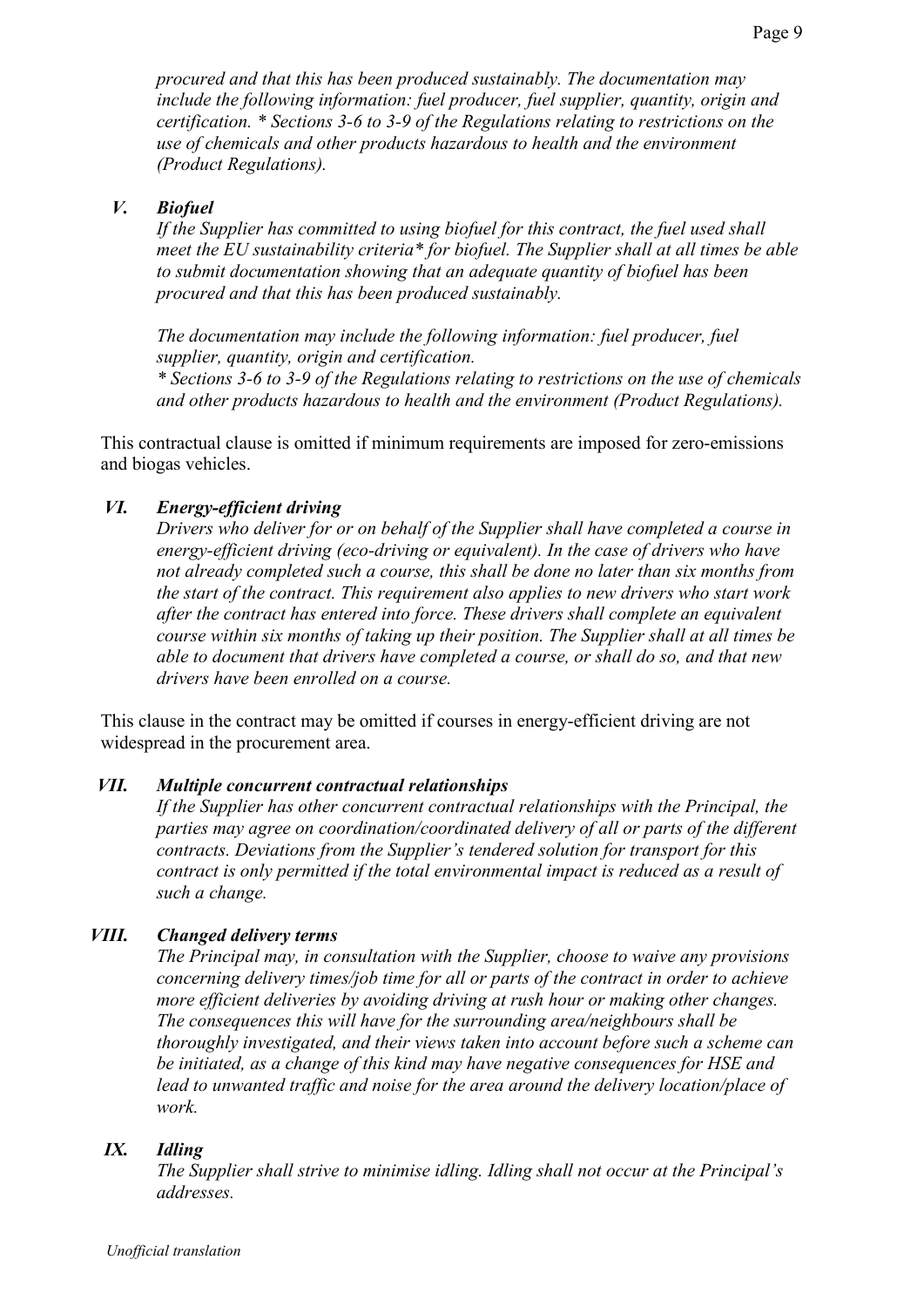*procured and that this has been produced sustainably. The documentation may include the following information: fuel producer, fuel supplier, quantity, origin and certification. * Sections 3-6 to 3-9 of the Regulations relating to restrictions on the use of chemicals and other products hazardous to health and the environment (Product Regulations).*

***V. Biofuel***

*If the Supplier has committed to using biofuel for this contract, the fuel used shall meet the EU sustainability criteria* for biofuel. The Supplier shall at all times be able to submit documentation showing that an adequate quantity of biofuel has been procured and that this has been produced sustainably.*

*The documentation may include the following information: fuel producer, fuel supplier, quantity, origin and certification.*
*\* Sections 3-6 to 3-9 of the Regulations relating to restrictions on the use of chemicals and other products hazardous to health and the environment (Product Regulations).*

This contractual clause is omitted if minimum requirements are imposed for zero-emissions and biogas vehicles.

***VI. Energy-efficient driving***

*Drivers who deliver for or on behalf of the Supplier shall have completed a course in energy-efficient driving (eco-driving or equivalent). In the case of drivers who have not already completed such a course, this shall be done no later than six months from the start of the contract. This requirement also applies to new drivers who start work after the contract has entered into force. These drivers shall complete an equivalent course within six months of taking up their position. The Supplier shall at all times be able to document that drivers have completed a course, or shall do so, and that new drivers have been enrolled on a course.*

This clause in the contract may be omitted if courses in energy-efficient driving are not widespread in the procurement area.

***VII. Multiple concurrent contractual relationships***

*If the Supplier has other concurrent contractual relationships with the Principal, the parties may agree on coordination/coordinated delivery of all or parts of the different contracts. Deviations from the Supplier's tendered solution for transport for this contract is only permitted if the total environmental impact is reduced as a result of such a change.*

***VIII. Changed delivery terms***

*The Principal may, in consultation with the Supplier, choose to waive any provisions concerning delivery times/job time for all or parts of the contract in order to achieve more efficient deliveries by avoiding driving at rush hour or making other changes. The consequences this will have for the surrounding area/neighbours shall be thoroughly investigated, and their views taken into account before such a scheme can be initiated, as a change of this kind may have negative consequences for HSE and lead to unwanted traffic and noise for the area around the delivery location/place of work.*

***IX. Idling***

*The Supplier shall strive to minimise idling. Idling shall not occur at the Principal's addresses.*

*Unofficial translation*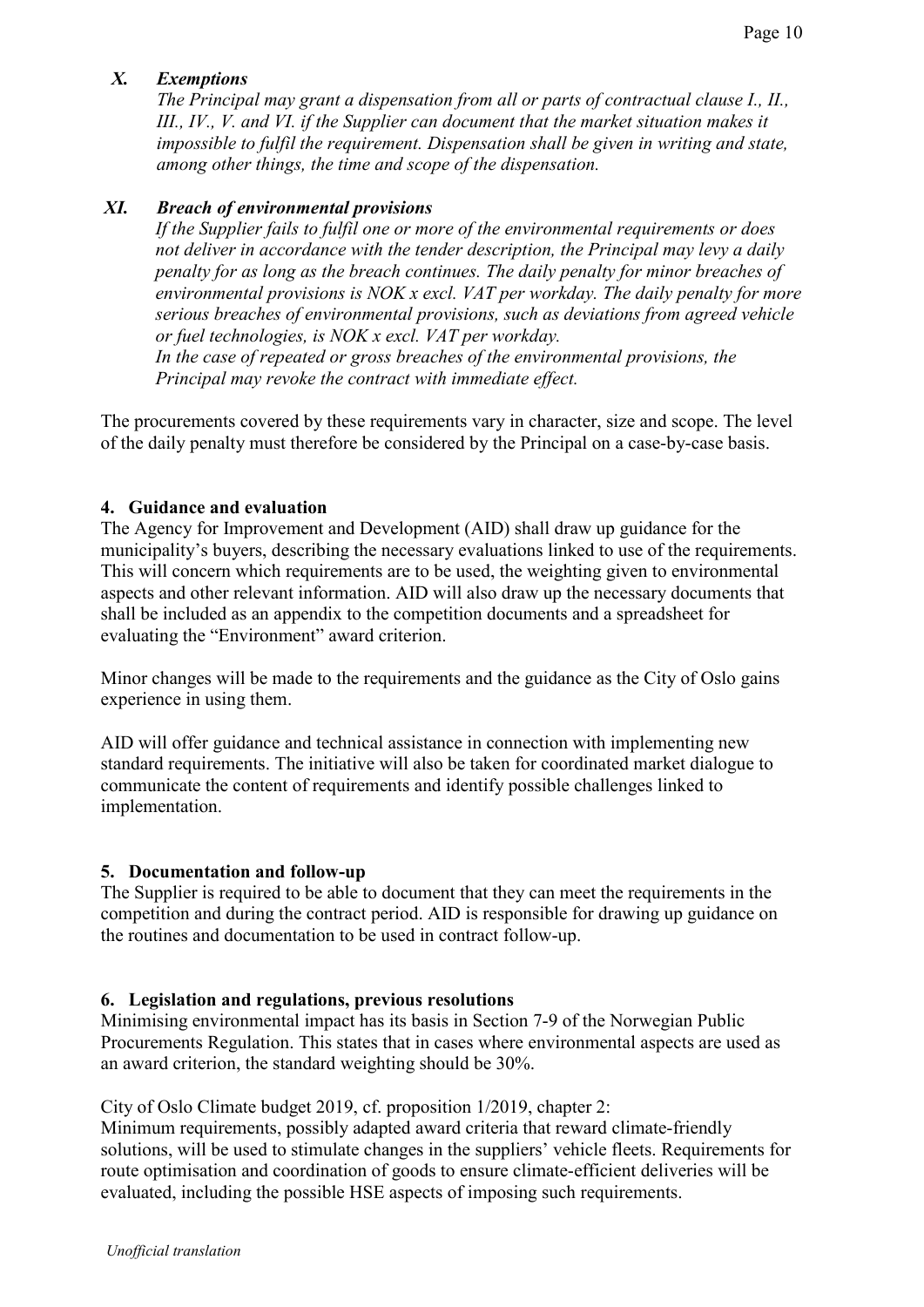### *X. Exemptions*

*The Principal may grant a dispensation from all or parts of contractual clause I., II., III., IV., V. and VI. if the Supplier can document that the market situation makes it impossible to fulfil the requirement. Dispensation shall be given in writing and state, among other things, the time and scope of the dispensation.*

### *XI. Breach of environmental provisions*

*If the Supplier fails to fulfil one or more of the environmental requirements or does not deliver in accordance with the tender description, the Principal may levy a daily penalty for as long as the breach continues. The daily penalty for minor breaches of environmental provisions is NOK x excl. VAT per workday. The daily penalty for more serious breaches of environmental provisions, such as deviations from agreed vehicle or fuel technologies, is NOK x excl. VAT per workday.*
*In the case of repeated or gross breaches of the environmental provisions, the Principal may revoke the contract with immediate effect.*

The procurements covered by these requirements vary in character, size and scope. The level of the daily penalty must therefore be considered by the Principal on a case-by-case basis.

## 4. Guidance and evaluation

The Agency for Improvement and Development (AID) shall draw up guidance for the municipality's buyers, describing the necessary evaluations linked to use of the requirements. This will concern which requirements are to be used, the weighting given to environmental aspects and other relevant information. AID will also draw up the necessary documents that shall be included as an appendix to the competition documents and a spreadsheet for evaluating the "Environment" award criterion.

Minor changes will be made to the requirements and the guidance as the City of Oslo gains experience in using them.

AID will offer guidance and technical assistance in connection with implementing new standard requirements. The initiative will also be taken for coordinated market dialogue to communicate the content of requirements and identify possible challenges linked to implementation.

## 5. Documentation and follow-up

The Supplier is required to be able to document that they can meet the requirements in the competition and during the contract period. AID is responsible for drawing up guidance on the routines and documentation to be used in contract follow-up.

## 6. Legislation and regulations, previous resolutions

Minimising environmental impact has its basis in Section 7-9 of the Norwegian Public Procurements Regulation. This states that in cases where environmental aspects are used as an award criterion, the standard weighting should be 30%.

City of Oslo Climate budget 2019, cf. proposition 1/2019, chapter 2:
Minimum requirements, possibly adapted award criteria that reward climate-friendly solutions, will be used to stimulate changes in the suppliers' vehicle fleets. Requirements for route optimisation and coordination of goods to ensure climate-efficient deliveries will be evaluated, including the possible HSE aspects of imposing such requirements.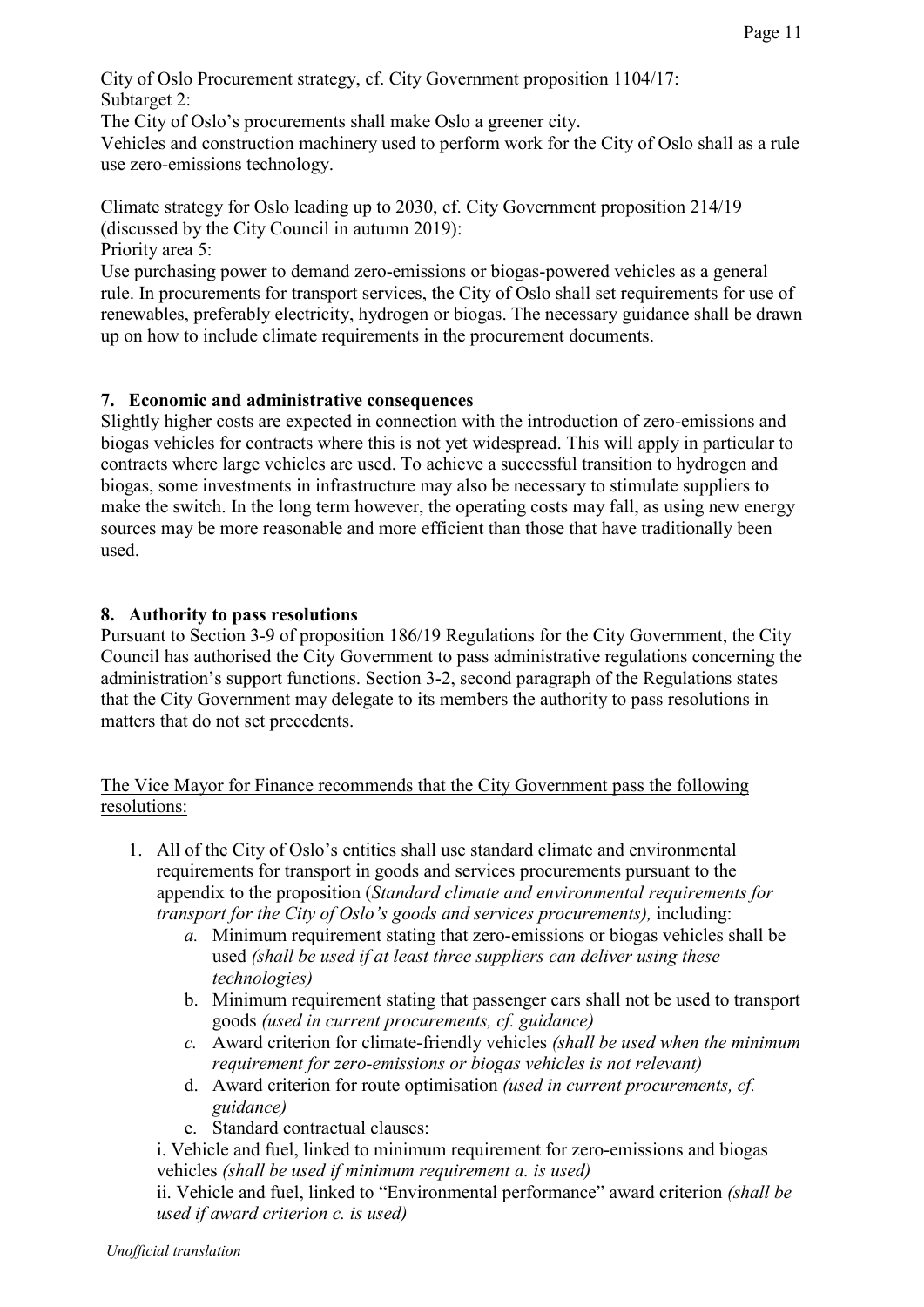City of Oslo Procurement strategy, cf. City Government proposition 1104/17:
Subtarget 2:
The City of Oslo's procurements shall make Oslo a greener city.
Vehicles and construction machinery used to perform work for the City of Oslo shall as a rule use zero-emissions technology.

Climate strategy for Oslo leading up to 2030, cf. City Government proposition 214/19 (discussed by the City Council in autumn 2019):
Priority area 5:
Use purchasing power to demand zero-emissions or biogas-powered vehicles as a general rule. In procurements for transport services, the City of Oslo shall set requirements for use of renewables, preferably electricity, hydrogen or biogas. The necessary guidance shall be drawn up on how to include climate requirements in the procurement documents.

## 7. Economic and administrative consequences

Slightly higher costs are expected in connection with the introduction of zero-emissions and biogas vehicles for contracts where this is not yet widespread. This will apply in particular to contracts where large vehicles are used. To achieve a successful transition to hydrogen and biogas, some investments in infrastructure may also be necessary to stimulate suppliers to make the switch. In the long term however, the operating costs may fall, as using new energy sources may be more reasonable and more efficient than those that have traditionally been used.

## 8. Authority to pass resolutions

Pursuant to Section 3-9 of proposition 186/19 Regulations for the City Government, the City Council has authorised the City Government to pass administrative regulations concerning the administration's support functions. Section 3-2, second paragraph of the Regulations states that the City Government may delegate to its members the authority to pass resolutions in matters that do not set precedents.

<u>The Vice Mayor for Finance recommends that the City Government pass the following resolutions:</u>

1. All of the City of Oslo's entities shall use standard climate and environmental requirements for transport in goods and services procurements pursuant to the appendix to the proposition (*Standard climate and environmental requirements for transport for the City of Oslo's goods and services procurements),* including:
    a. Minimum requirement stating that zero-emissions or biogas vehicles shall be used *(shall be used if at least three suppliers can deliver using these technologies)*
    b. Minimum requirement stating that passenger cars shall not be used to transport goods *(used in current procurements, cf. guidance)*
    c. Award criterion for climate-friendly vehicles *(shall be used when the minimum requirement for zero-emissions or biogas vehicles is not relevant)*
    d. Award criterion for route optimisation *(used in current procurements, cf. guidance)*
    e. Standard contractual clauses:

    i. Vehicle and fuel, linked to minimum requirement for zero-emissions and biogas vehicles *(shall be used if minimum requirement a. is used)*
    ii. Vehicle and fuel, linked to "Environmental performance" award criterion *(shall be used if award criterion c. is used)*

*Unofficial translation*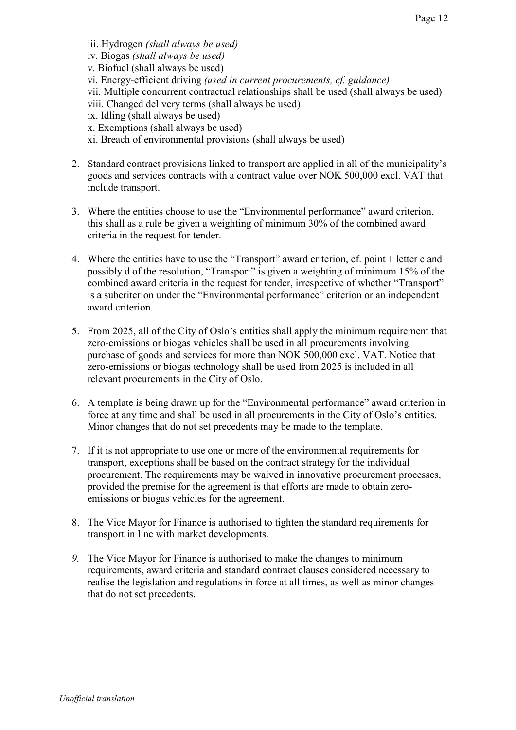iii. Hydrogen *(shall always be used)*
iv. Biogas *(shall always be used)*
v. Biofuel (shall always be used)
vi. Energy-efficient driving *(used in current procurements, cf. guidance)*
vii. Multiple concurrent contractual relationships shall be used (shall always be used)
viii. Changed delivery terms (shall always be used)
ix. Idling (shall always be used)
x. Exemptions (shall always be used)
xi. Breach of environmental provisions (shall always be used)

2. Standard contract provisions linked to transport are applied in all of the municipality's goods and services contracts with a contract value over NOK 500,000 excl. VAT that include transport.

3. Where the entities choose to use the "Environmental performance" award criterion, this shall as a rule be given a weighting of minimum 30% of the combined award criteria in the request for tender.

4. Where the entities have to use the "Transport" award criterion, cf. point 1 letter c and possibly d of the resolution, "Transport" is given a weighting of minimum 15% of the combined award criteria in the request for tender, irrespective of whether "Transport" is a subcriterion under the "Environmental performance" criterion or an independent award criterion.

5. From 2025, all of the City of Oslo's entities shall apply the minimum requirement that zero-emissions or biogas vehicles shall be used in all procurements involving purchase of goods and services for more than NOK 500,000 excl. VAT. Notice that zero-emissions or biogas technology shall be used from 2025 is included in all relevant procurements in the City of Oslo.

6. A template is being drawn up for the "Environmental performance" award criterion in force at any time and shall be used in all procurements in the City of Oslo's entities. Minor changes that do not set precedents may be made to the template.

7. If it is not appropriate to use one or more of the environmental requirements for transport, exceptions shall be based on the contract strategy for the individual procurement. The requirements may be waived in innovative procurement processes, provided the premise for the agreement is that efforts are made to obtain zero-emissions or biogas vehicles for the agreement.

8. The Vice Mayor for Finance is authorised to tighten the standard requirements for transport in line with market developments.

9. The Vice Mayor for Finance is authorised to make the changes to minimum requirements, award criteria and standard contract clauses considered necessary to realise the legislation and regulations in force at all times, as well as minor changes that do not set precedents.

*Unofficial translation*